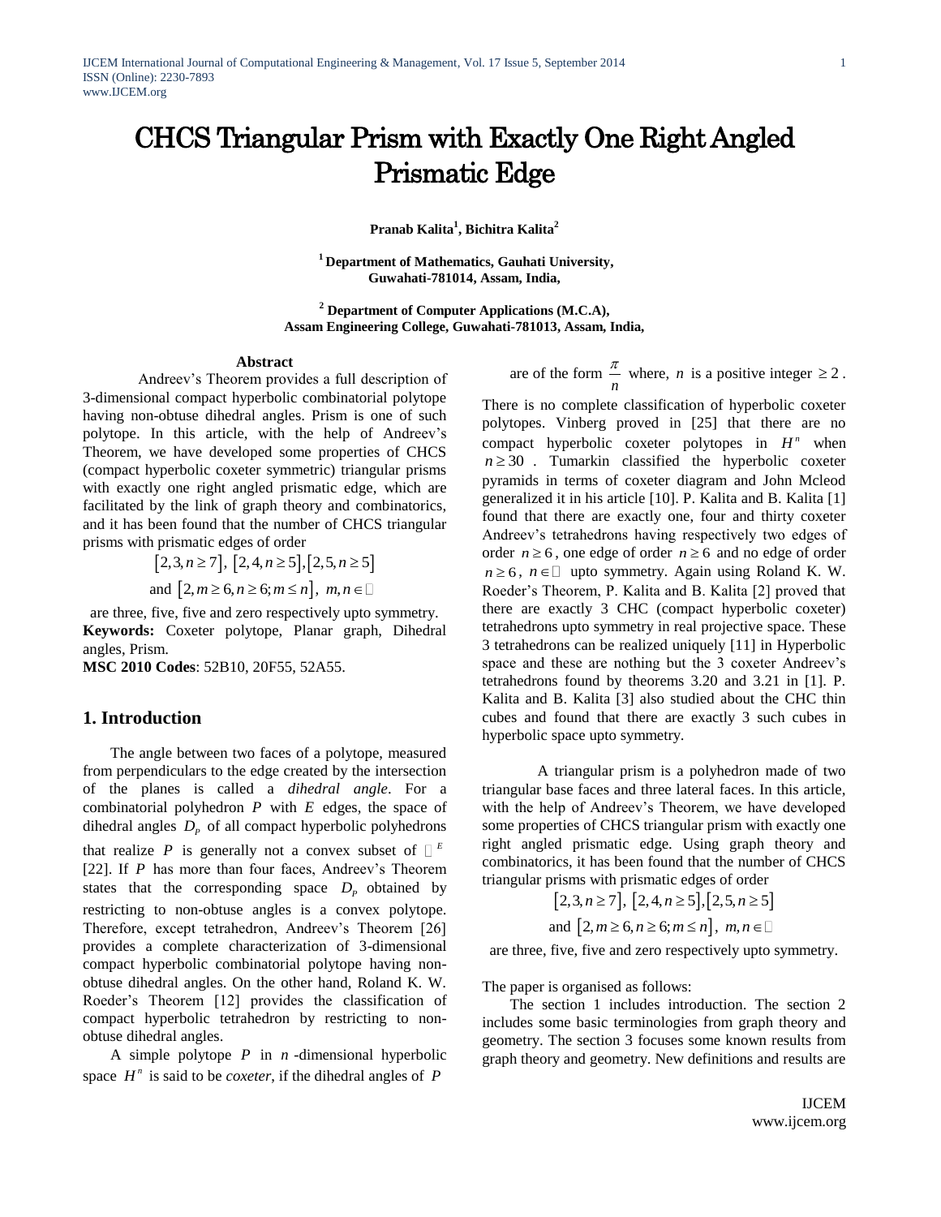# CHCS Triangular Prism with Exactly One Right Angled Prismatic Edge

**Pranab Kalita[1], Bichitra Kalita[2]**

**[1] Department of Mathematics, Gauhati University, Guwahati-781014, Assam, India,**

**[2] Department of Computer Applications (M.C.A), Assam Engineering College, Guwahati-781013, Assam, India,**

## Abstract

Andreev's Theorem provides a full description of 3-dimensional compact hyperbolic combinatorial polytope having non-obtuse dihedral angles. Prism is one of such polytope. In this article, with the help of Andreev's Theorem, we have developed some properties of CHCS (compact hyperbolic coxeter symmetric) triangular prisms with exactly one right angled prismatic edge, which are facilitated by the link of graph theory and combinatorics, and it has been found that the number of CHCS triangular prisms with prismatic edges of order

$$[2,3,n\geq 7],\ [2,4,n\geq 5],[2,5,n\geq 5]$$

$$\text{and } [2,m\geq 6,n\geq 6;m\leq n],\ m,n\in\mathbb{N}$$

are three, five, five and zero respectively upto symmetry.

**Keywords:** Coxeter polytope, Planar graph, Dihedral angles, Prism.

**MSC 2010 Codes**: 52B10, 20F55, 52A55.

## 1. Introduction

The angle between two faces of a polytope, measured from perpendiculars to the edge created by the intersection of the planes is called a *dihedral angle*. For a combinatorial polyhedron $P$ with $E$ edges, the space of dihedral angles $D_P$ of all compact hyperbolic polyhedrons that realize $P$ is generally not a convex subset of $\mathbb{R}^E$ [22]. If $P$ has more than four faces, Andreev's Theorem states that the corresponding space $D_P$ obtained by restricting to non-obtuse angles is a convex polytope. Therefore, except tetrahedron, Andreev's Theorem [26] provides a complete characterization of 3-dimensional compact hyperbolic combinatorial polytope having non-obtuse dihedral angles. On the other hand, Roland K. W. Roeder's Theorem [12] provides the classification of compact hyperbolic tetrahedron by restricting to non-obtuse dihedral angles.

A simple polytope $P$ in $n$-dimensional hyperbolic space $H^n$ is said to be *coxeter*, if the dihedral angles of $P$ are of the form $\frac{\pi}{n}$ where, $n$ is a positive integer $\geq 2$.

There is no complete classification of hyperbolic coxeter polytopes. Vinberg proved in [25] that there are no compact hyperbolic coxeter polytopes in $H^n$ when $n\geq 30$. Tumarkin classified the hyperbolic coxeter pyramids in terms of coxeter diagram and John Mcleod generalized it in his article [10]. P. Kalita and B. Kalita [1] found that there are exactly one, four and thirty coxeter Andreev's tetrahedrons having respectively two edges of order $n\geq 6$, one edge of order $n\geq 6$ and no edge of order $n\geq 6$, $n\in\mathbb{N}$ upto symmetry. Again using Roland K. W. Roeder's Theorem, P. Kalita and B. Kalita [2] proved that there are exactly 3 CHC (compact hyperbolic coxeter) tetrahedrons upto symmetry in real projective space. These 3 tetrahedrons can be realized uniquely [11] in Hyperbolic space and these are nothing but the 3 coxeter Andreev's tetrahedrons found by theorems 3.20 and 3.21 in [1]. P. Kalita and B. Kalita [3] also studied about the CHC thin cubes and found that there are exactly 3 such cubes in hyperbolic space upto symmetry.

A triangular prism is a polyhedron made of two triangular base faces and three lateral faces. In this article, with the help of Andreev's Theorem, we have developed some properties of CHCS triangular prism with exactly one right angled prismatic edge. Using graph theory and combinatorics, it has been found that the number of CHCS triangular prisms with prismatic edges of order

$$[2,3,n\geq 7],\ [2,4,n\geq 5],[2,5,n\geq 5]$$

$$\text{and } [2,m\geq 6,n\geq 6;m\leq n],\ m,n\in\mathbb{N}$$

are three, five, five and zero respectively upto symmetry.

The paper is organised as follows:

The section 1 includes introduction. The section 2 includes some basic terminologies from graph theory and geometry. The section 3 focuses some known results from graph theory and geometry. New definitions and results are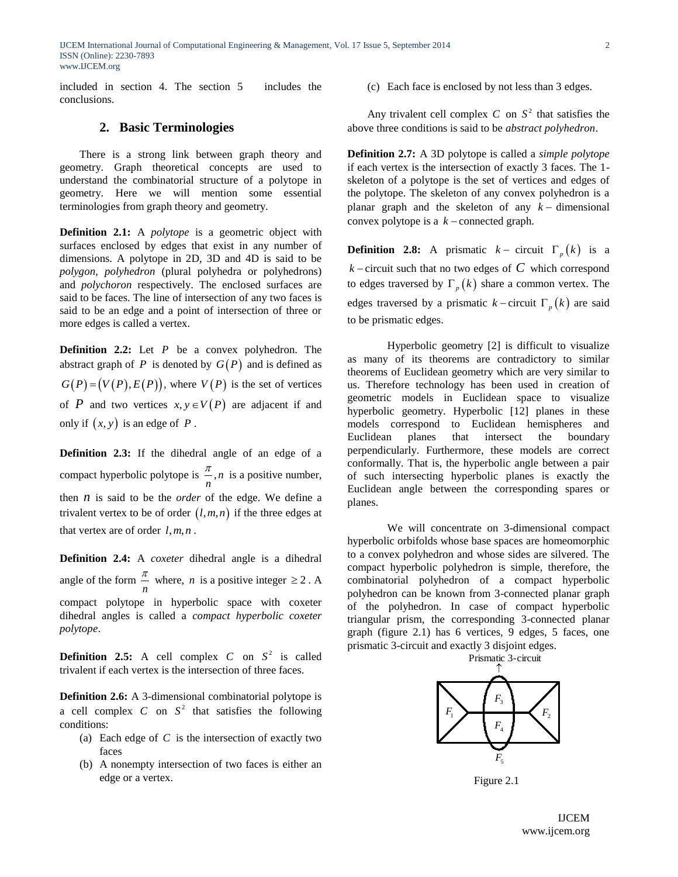included in section 4. The section 5 includes the conclusions.

## 2. Basic Terminologies

There is a strong link between graph theory and geometry. Graph theoretical concepts are used to understand the combinatorial structure of a polytope in geometry. Here we will mention some essential terminologies from graph theory and geometry.

**Definition 2.1:** A *polytope* is a geometric object with surfaces enclosed by edges that exist in any number of dimensions. A polytope in 2D, 3D and 4D is said to be *polygon*, *polyhedron* (plural polyhedra or polyhedrons) and *polychoron* respectively. The enclosed surfaces are said to be faces. The line of intersection of any two faces is said to be an edge and a point of intersection of three or more edges is called a vertex.

**Definition 2.2:** Let $P$ be a convex polyhedron. The abstract graph of $P$ is denoted by $G(P)$ and is defined as $G(P)=(V(P),E(P))$, where $V(P)$ is the set of vertices of $P$ and two vertices $x,y\in V(P)$ are adjacent if and only if $(x,y)$ is an edge of $P$.

**Definition 2.3:** If the dihedral angle of an edge of a compact hyperbolic polytope is $\frac{\pi}{n}$, $n$ is a positive number, then $n$ is said to be the *order* of the edge. We define a trivalent vertex to be of order $(l,m,n)$ if the three edges at that vertex are of order $l,m,n$.

**Definition 2.4:** A *coxeter* dihedral angle is a dihedral angle of the form $\frac{\pi}{n}$ where, $n$ is a positive integer $\geq 2$. A compact polytope in hyperbolic space with coxeter dihedral angles is called a *compact hyperbolic coxeter polytope*.

**Definition 2.5:** A cell complex $C$ on $S^2$ is called trivalent if each vertex is the intersection of three faces.

**Definition 2.6:** A 3-dimensional combinatorial polytope is a cell complex $C$ on $S^2$ that satisfies the following conditions:

(a) Each edge of $C$ is the intersection of exactly two faces

(b) A nonempty intersection of two faces is either an edge or a vertex.

(c) Each face is enclosed by not less than 3 edges.

Any trivalent cell complex $C$ on $S^2$ that satisfies the above three conditions is said to be *abstract polyhedron*.

**Definition 2.7:** A 3D polytope is called a *simple polytope* if each vertex is the intersection of exactly 3 faces. The 1-skeleton of a polytope is the set of vertices and edges of the polytope. The skeleton of any convex polyhedron is a planar graph and the skeleton of any $k$ – dimensional convex polytope is a $k$ – connected graph.

**Definition 2.8:** A prismatic $k$ – circuit $\Gamma_p(k)$ is a $k$ – circuit such that no two edges of $C$ which correspond to edges traversed by $\Gamma_p(k)$ share a common vertex. The edges traversed by a prismatic $k$ – circuit $\Gamma_p(k)$ are said to be prismatic edges.

Hyperbolic geometry [2] is difficult to visualize as many of its theorems are contradictory to similar theorems of Euclidean geometry which are very similar to us. Therefore technology has been used in creation of geometric models in Euclidean space to visualize hyperbolic geometry. Hyperbolic [12] planes in these models correspond to Euclidean hemispheres and Euclidean planes that intersect the boundary perpendicularly. Furthermore, these models are correct conformally. That is, the hyperbolic angle between a pair of such intersecting hyperbolic planes is exactly the Euclidean angle between the corresponding spares or planes.

We will concentrate on 3-dimensional compact hyperbolic orbifolds whose base spaces are homeomorphic to a convex polyhedron and whose sides are silvered. The compact hyperbolic polyhedron is simple, therefore, the combinatorial polyhedron of a compact hyperbolic polyhedron can be known from 3-connected planar graph of the polyhedron. In case of compact hyperbolic triangular prism, the corresponding 3-connected planar graph (figure 2.1) has 6 vertices, 9 edges, 5 faces, one prismatic 3-circuit and exactly 3 disjoint edges.

Prismatic 3-circuit

$F_1$ $F_2$ $F_3$ $F_4$ $F_5$

Figure 2.1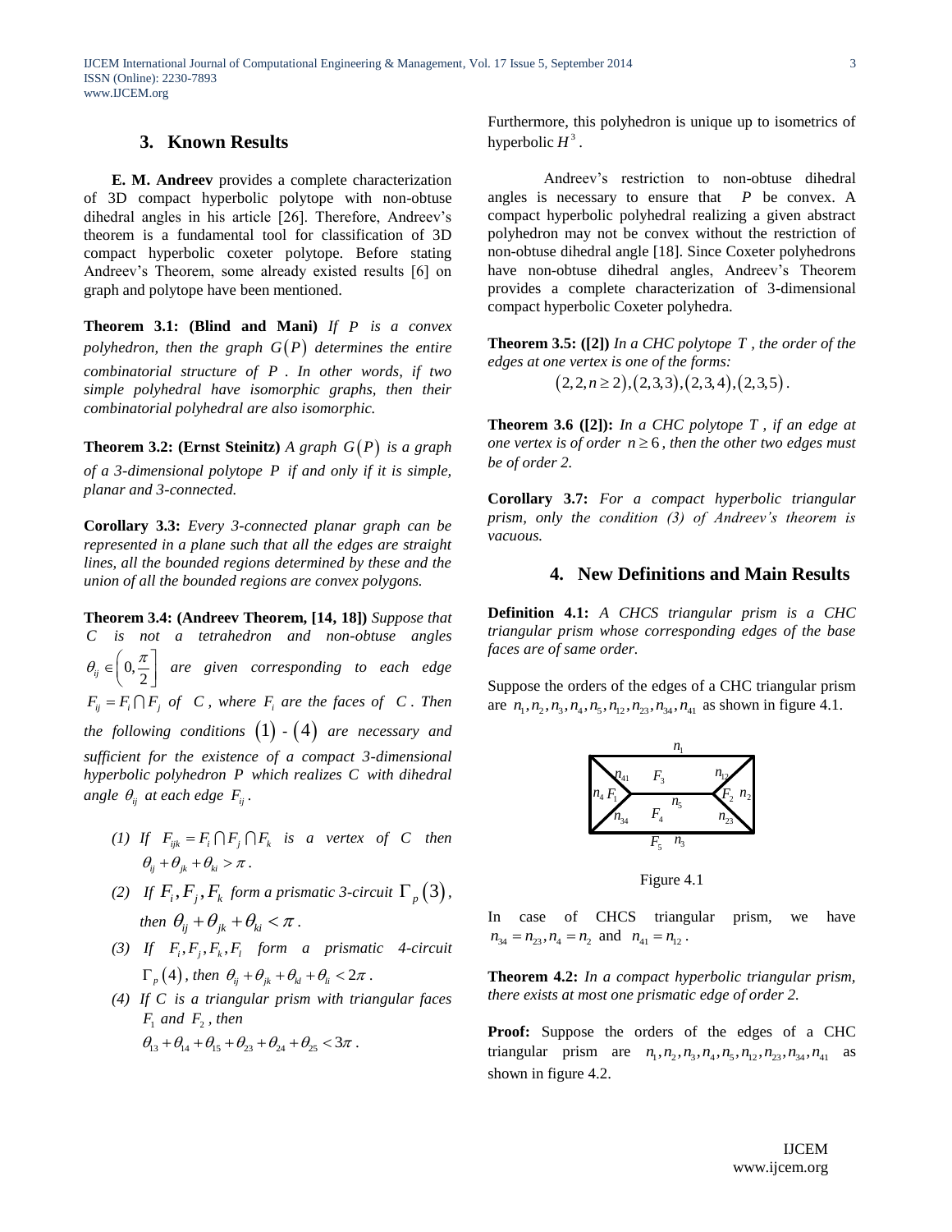## 3. Known Results

**E. M. Andreev** provides a complete characterization of 3D compact hyperbolic polytope with non-obtuse dihedral angles in his article [26]. Therefore, Andreev's theorem is a fundamental tool for classification of 3D compact hyperbolic coxeter polytope. Before stating Andreev's Theorem, some already existed results [6] on graph and polytope have been mentioned.

**Theorem 3.1: (Blind and Mani)** *If $P$ is a convex polyhedron, then the graph $G(P)$ determines the entire combinatorial structure of $P$. In other words, if two simple polyhedral have isomorphic graphs, then their combinatorial polyhedral are also isomorphic.*

**Theorem 3.2: (Ernst Steinitz)** *A graph $G(P)$ is a graph of a 3-dimensional polytope $P$ if and only if it is simple, planar and 3-connected.*

**Corollary 3.3:** *Every 3-connected planar graph can be represented in a plane such that all the edges are straight lines, all the bounded regions determined by these and the union of all the bounded regions are convex polygons.*

**Theorem 3.4: (Andreev Theorem, [14, 18])** *Suppose that $C$ is not a tetrahedron and non-obtuse angles $\theta_{ij} \in \left(0, \frac{\pi}{2}\right]$ are given corresponding to each edge $F_{ij} = F_i \cap F_j$ of $C$, where $F_i$ are the faces of $C$. Then the following conditions $(1)$ - $(4)$ are necessary and sufficient for the existence of a compact 3-dimensional hyperbolic polyhedron $P$ which realizes $C$ with dihedral angle $\theta_{ij}$ at each edge $F_{ij}$.*

*(1) If $F_{ijk} = F_i \cap F_j \cap F_k$ is a vertex of $C$ then $\theta_{ij} + \theta_{jk} + \theta_{ki} > \pi$.*

*(2) If $F_i, F_j, F_k$ form a prismatic 3-circuit $\Gamma_p(3)$, then $\theta_{ij} + \theta_{jk} + \theta_{ki} < \pi$.*

*(3) If $F_i, F_j, F_k, F_l$ form a prismatic 4-circuit $\Gamma_p(4)$, then $\theta_{ij} + \theta_{jk} + \theta_{kl} + \theta_{li} < 2\pi$.*

*(4) If $C$ is a triangular prism with triangular faces $F_1$ and $F_2$, then $\theta_{13} + \theta_{14} + \theta_{15} + \theta_{23} + \theta_{24} + \theta_{25} < 3\pi$.*

Furthermore, this polyhedron is unique up to isometrics of hyperbolic $H^3$.

Andreev's restriction to non-obtuse dihedral angles is necessary to ensure that $P$ be convex. A compact hyperbolic polyhedral realizing a given abstract polyhedron may not be convex without the restriction of non-obtuse dihedral angle [18]. Since Coxeter polyhedrons have non-obtuse dihedral angles, Andreev's Theorem provides a complete characterization of 3-dimensional compact hyperbolic Coxeter polyhedra.

**Theorem 3.5: ([2])** *In a CHC polytope $T$, the order of the edges at one vertex is one of the forms:*

$$(2,2,n \geq 2), (2,3,3), (2,3,4), (2,3,5).$$

**Theorem 3.6 ([2]):** *In a CHC polytope $T$, if an edge at one vertex is of order $n \geq 6$, then the other two edges must be of order 2.*

**Corollary 3.7:** *For a compact hyperbolic triangular prism, only the condition (3) of Andreev's theorem is vacuous.*

## 4. New Definitions and Main Results

**Definition 4.1:** *A CHCS triangular prism is a CHC triangular prism whose corresponding edges of the base faces are of same order.*

Suppose the orders of the edges of a CHC triangular prism are $n_1, n_2, n_3, n_4, n_5, n_{12}, n_{23}, n_{34}, n_{41}$ as shown in figure 4.1.

Figure 4.1

In case of CHCS triangular prism, we have $n_{34} = n_{23}, n_4 = n_2$ and $n_{41} = n_{12}$.

**Theorem 4.2:** *In a compact hyperbolic triangular prism, there exists at most one prismatic edge of order 2.*

**Proof:** Suppose the orders of the edges of a CHC triangular prism are $n_1, n_2, n_3, n_4, n_5, n_{12}, n_{23}, n_{34}, n_{41}$ as shown in figure 4.2.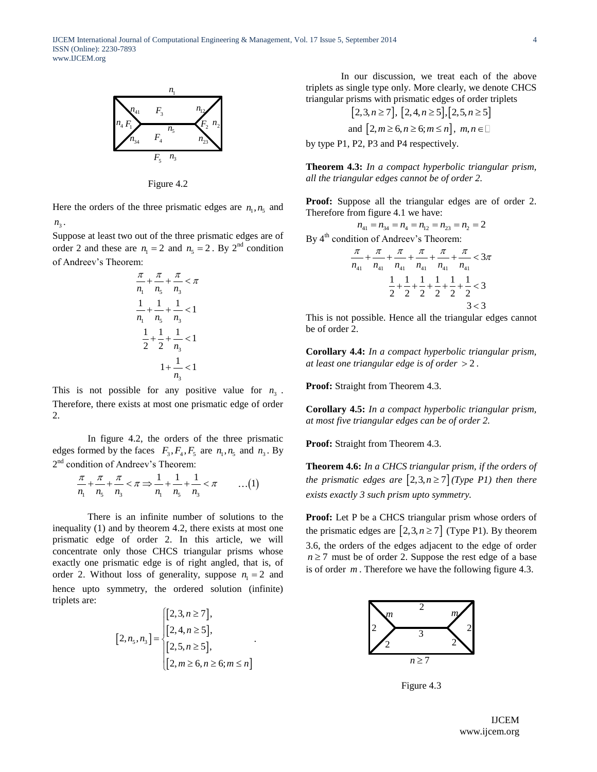Figure 4.2

Here the orders of the three prismatic edges are $n_1, n_5$ and $n_3$.

Suppose at least two out of the three prismatic edges are of order 2 and these are $n_1 = 2$ and $n_5 = 2$. By 2nd condition of Andreev's Theorem:

$$\frac{\pi}{n_1} + \frac{\pi}{n_5} + \frac{\pi}{n_3} < \pi$$

$$\frac{1}{n_1} + \frac{1}{n_5} + \frac{1}{n_3} < 1$$

$$\frac{1}{2} + \frac{1}{2} + \frac{1}{n_3} < 1$$

$$1 + \frac{1}{n_3} < 1$$

This is not possible for any positive value for $n_3$. Therefore, there exists at most one prismatic edge of order 2.

In figure 4.2, the orders of the three prismatic edges formed by the faces $F_3, F_4, F_5$ are $n_1, n_5$ and $n_3$. By 2nd condition of Andreev's Theorem:

$$\frac{\pi}{n_1} + \frac{\pi}{n_5} + \frac{\pi}{n_3} < \pi \Rightarrow \frac{1}{n_1} + \frac{1}{n_5} + \frac{1}{n_3} < \pi \qquad \ldots(1)$$

There is an infinite number of solutions to the inequality (1) and by theorem 4.2, there exists at most one prismatic edge of order 2. In this article, we will concentrate only those CHCS triangular prisms whose exactly one prismatic edge is of right angled, that is, of order 2. Without loss of generality, suppose $n_1 = 2$ and hence upto symmetry, the ordered solution (infinite) triplets are:

$$[2, n_5, n_3] = \begin{cases} [2, 3, n \geq 7], \\ [2, 4, n \geq 5], \\ [2, 5, n \geq 5], \\ [2, m \geq 6, n \geq 6; m \leq n] \end{cases}.$$

In our discussion, we treat each of the above triplets as single type only. More clearly, we denote CHCS triangular prisms with prismatic edges of order triplets

$$[2, 3, n \geq 7],\ [2, 4, n \geq 5], [2, 5, n \geq 5]$$
$$\text{and } [2, m \geq 6, n \geq 6; m \leq n],\ m, n \in \mathbb{N}$$

by type P1, P2, P3 and P4 respectively.

**Theorem 4.3:** *In a compact hyperbolic triangular prism, all the triangular edges cannot be of order 2.*

**Proof:** Suppose all the triangular edges are of order 2. Therefore from figure 4.1 we have:

$$n_{41} = n_{34} = n_4 = n_{12} = n_{23} = n_2 = 2$$

By 4th condition of Andreev's Theorem:

$$\frac{\pi}{n_{41}} + \frac{\pi}{n_{41}} + \frac{\pi}{n_{41}} + \frac{\pi}{n_{41}} + \frac{\pi}{n_{41}} + \frac{\pi}{n_{41}} < 3\pi$$

$$\frac{1}{2} + \frac{1}{2} + \frac{1}{2} + \frac{1}{2} + \frac{1}{2} + \frac{1}{2} < 3$$

$$3 < 3$$

This is not possible. Hence all the triangular edges cannot be of order 2.

**Corollary 4.4:** *In a compact hyperbolic triangular prism, at least one triangular edge is of order $> 2$.*

**Proof:** Straight from Theorem 4.3.

**Corollary 4.5:** *In a compact hyperbolic triangular prism, at most five triangular edges can be of order 2.*

**Proof:** Straight from Theorem 4.3.

**Theorem 4.6:** *In a CHCS triangular prism, if the orders of the prismatic edges are $[2, 3, n \geq 7]$ (Type P1) then there exists exactly 3 such prism upto symmetry.*

**Proof:** Let P be a CHCS triangular prism whose orders of the prismatic edges are $[2, 3, n \geq 7]$ (Type P1). By theorem 3.6, the orders of the edges adjacent to the edge of order $n \geq 7$ must be of order 2. Suppose the rest edge of a base is of order $m$. Therefore we have the following figure 4.3.

Figure 4.3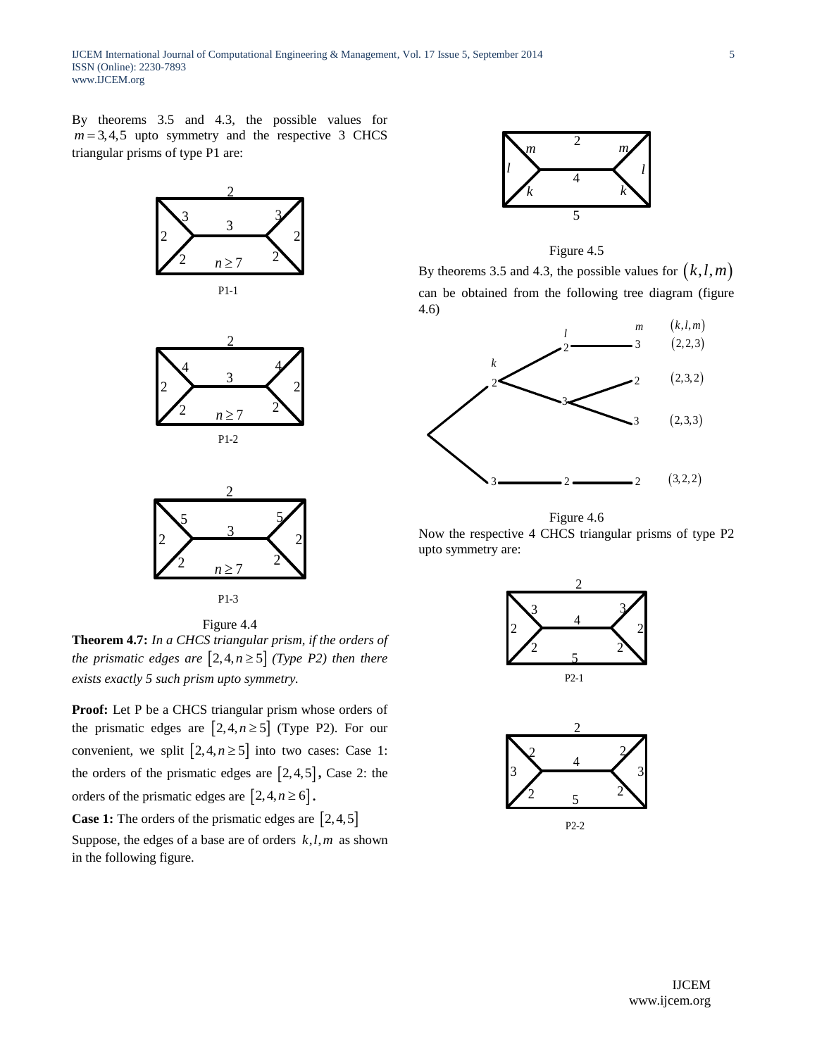By theorems 3.5 and 4.3, the possible values for $m = 3, 4, 5$ upto symmetry and the respective 3 CHCS triangular prisms of type P1 are:

P1-1

P1-2

P1-3

Figure 4.4

**Theorem 4.7:** *In a CHCS triangular prism, if the orders of the prismatic edges are* $[2, 4, n \geq 5]$ *(Type P2) then there exists exactly 5 such prism upto symmetry.*

**Proof:** Let P be a CHCS triangular prism whose orders of the prismatic edges are $[2, 4, n \geq 5]$ (Type P2). For our convenient, we split $[2, 4, n \geq 5]$ into two cases: Case 1: the orders of the prismatic edges are $[2, 4, 5]$, Case 2: the orders of the prismatic edges are $[2, 4, n \geq 6]$.

**Case 1:** The orders of the prismatic edges are $[2, 4, 5]$

Suppose, the edges of a base are of orders $k, l, m$ as shown in the following figure.

Figure 4.5

By theorems 3.5 and 4.3, the possible values for $(k, l, m)$ can be obtained from the following tree diagram (figure 4.6)

Figure 4.6

Now the respective 4 CHCS triangular prisms of type P2 upto symmetry are:

P2-1

P2-2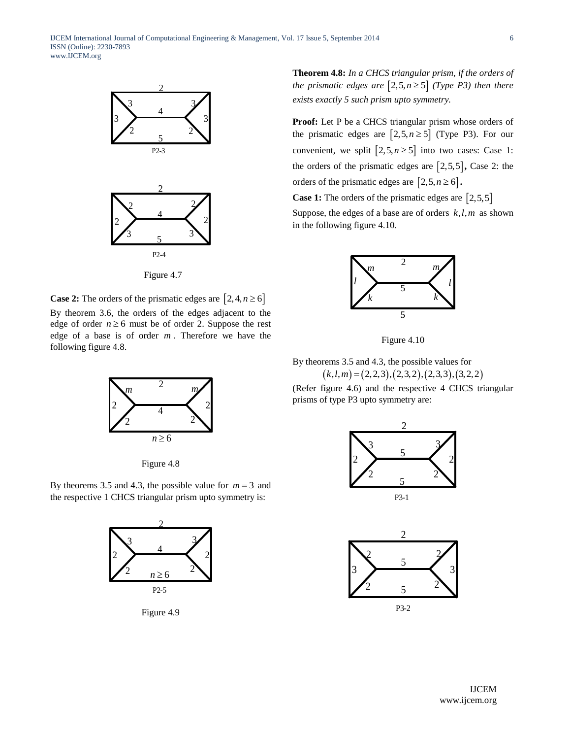P2-3

P2-4

Figure 4.7

**Case 2:** The orders of the prismatic edges are $[2,4,n \geq 6]$

By theorem 3.6, the orders of the edges adjacent to the edge of order $n \geq 6$ must be of order 2. Suppose the rest edge of a base is of order $m$. Therefore we have the following figure 4.8.

Figure 4.8

By theorems 3.5 and 4.3, the possible value for $m = 3$ and the respective 1 CHCS triangular prism upto symmetry is:

P2-5

Figure 4.9

**Theorem 4.8:** *In a CHCS triangular prism, if the orders of the prismatic edges are* $[2,5,n \geq 5]$ *(Type P3) then there exists exactly 5 such prism upto symmetry.*

**Proof:** Let P be a CHCS triangular prism whose orders of the prismatic edges are $[2,5,n \geq 5]$ (Type P3). For our convenient, we split $[2,5,n \geq 5]$ into two cases: Case 1: the orders of the prismatic edges are $[2,5,5]$, Case 2: the orders of the prismatic edges are $[2,5,n \geq 6]$.

**Case 1:** The orders of the prismatic edges are $[2,5,5]$

Suppose, the edges of a base are of orders $k,l,m$ as shown in the following figure 4.10.

Figure 4.10

By theorems 3.5 and 4.3, the possible values for

$$(k,l,m) = (2,2,3),(2,3,2),(2,3,3),(3,2,2)$$

(Refer figure 4.6) and the respective 4 CHCS triangular prisms of type P3 upto symmetry are:

P3-1

P3-2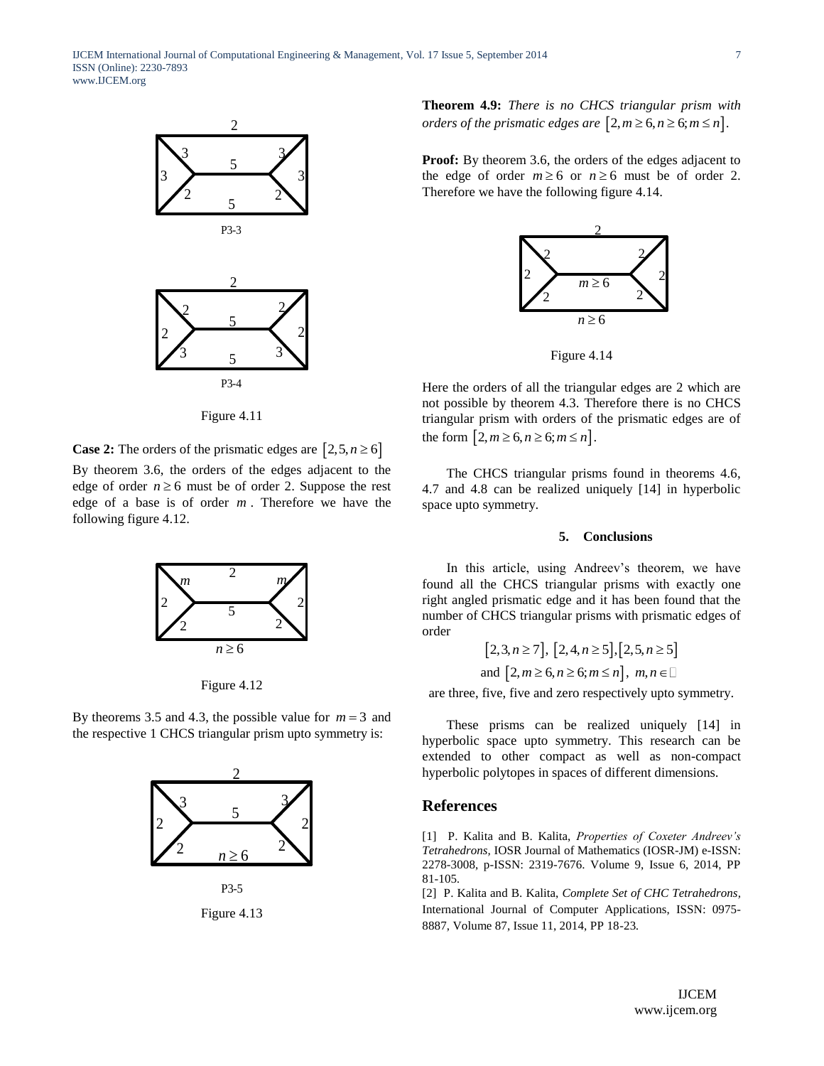P3-3

P3-4

Figure 4.11

**Case 2:** The orders of the prismatic edges are $[2,5,n \geq 6]$

By theorem 3.6, the orders of the edges adjacent to the edge of order $n \geq 6$ must be of order 2. Suppose the rest edge of a base is of order $m$. Therefore we have the following figure 4.12.

Figure 4.12

By theorems 3.5 and 4.3, the possible value for $m = 3$ and the respective 1 CHCS triangular prism upto symmetry is:

P3-5

Figure 4.13

**Theorem 4.9:** *There is no CHCS triangular prism with orders of the prismatic edges are* $[2, m \geq 6, n \geq 6; m \leq n]$.

**Proof:** By theorem 3.6, the orders of the edges adjacent to the edge of order $m \geq 6$ or $n \geq 6$ must be of order 2. Therefore we have the following figure 4.14.

Figure 4.14

Here the orders of all the triangular edges are 2 which are not possible by theorem 4.3. Therefore there is no CHCS triangular prism with orders of the prismatic edges are of the form $[2, m \geq 6, n \geq 6; m \leq n]$.

The CHCS triangular prisms found in theorems 4.6, 4.7 and 4.8 can be realized uniquely [14] in hyperbolic space upto symmetry.

## 5. Conclusions

In this article, using Andreev's theorem, we have found all the CHCS triangular prisms with exactly one right angled prismatic edge and it has been found that the number of CHCS triangular prisms with prismatic edges of order

$$[2,3,n \geq 7],\ [2,4,n \geq 5],[2,5,n \geq 5]$$
$$\text{and } [2, m \geq 6, n \geq 6; m \leq n],\ m,n \in \mathbb{N}$$

are three, five, five and zero respectively upto symmetry.

These prisms can be realized uniquely [14] in hyperbolic space upto symmetry. This research can be extended to other compact as well as non-compact hyperbolic polytopes in spaces of different dimensions.

## References

[1] P. Kalita and B. Kalita, *Properties of Coxeter Andreev's Tetrahedrons*, IOSR Journal of Mathematics (IOSR-JM) e-ISSN: 2278-3008, p-ISSN: 2319-7676. Volume 9, Issue 6, 2014, PP 81-105.

[2] P. Kalita and B. Kalita, *Complete Set of CHC Tetrahedrons*, International Journal of Computer Applications, ISSN: 0975-8887, Volume 87, Issue 11, 2014, PP 18-23.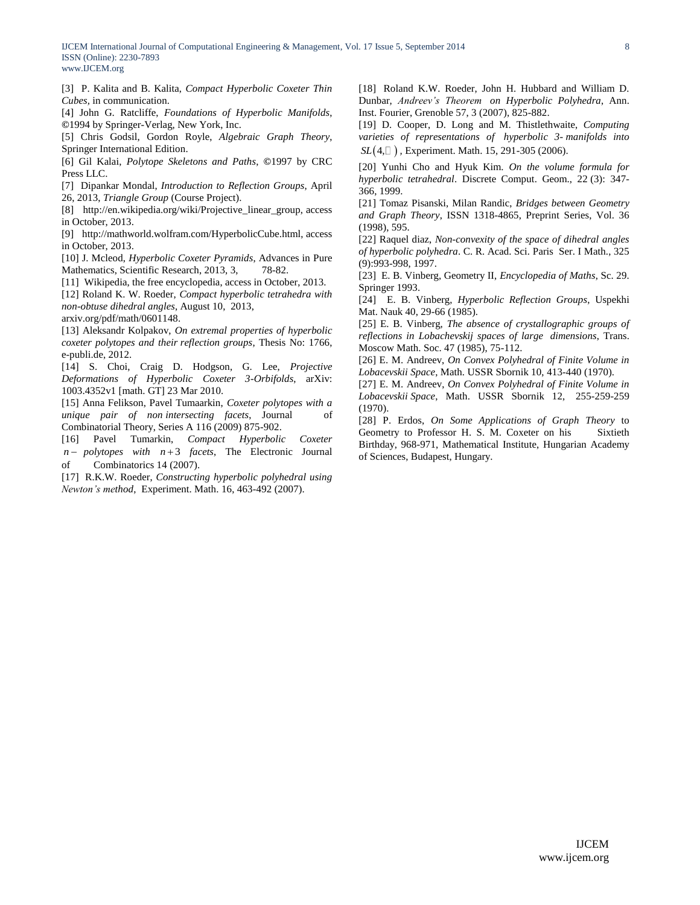[3] P. Kalita and B. Kalita, *Compact Hyperbolic Coxeter Thin Cubes,* in communication.

[4] John G. Ratcliffe, *Foundations of Hyperbolic Manifolds*, ©1994 by Springer-Verlag, New York, Inc.

[5] Chris Godsil, Gordon Royle, *Algebraic Graph Theory*, Springer International Edition.

[6] Gil Kalai, *Polytope Skeletons and Paths*, ©1997 by CRC Press LLC.

[7] Dipankar Mondal, *Introduction to Reflection Groups*, April 26, 2013, *Triangle Group* (Course Project).

[8] http://en.wikipedia.org/wiki/Projective_linear_group, access in October, 2013.

[9] http://mathworld.wolfram.com/HyperbolicCube.html, access in October, 2013.

[10] J. Mcleod, *Hyperbolic Coxeter Pyramids*, Advances in Pure Mathematics, Scientific Research, 2013, 3, 78-82.

[11] Wikipedia, the free encyclopedia, access in October, 2013.

[12] Roland K. W. Roeder, *Compact hyperbolic tetrahedra with non-obtuse dihedral angles*, August 10, 2013, arxiv.org/pdf/math/0601148.

[13] Aleksandr Kolpakov, *On extremal properties of hyperbolic coxeter polytopes and their reflection groups*, Thesis No: 1766, e-publi.de, 2012.

[14] S. Choi, Craig D. Hodgson, G. Lee, *Projective Deformations of Hyperbolic Coxeter 3-Orbifolds*, arXiv: 1003.4352v1 [math. GT] 23 Mar 2010.

[15] Anna Felikson, Pavel Tumaarkin, *Coxeter polytopes with a unique pair of non intersecting facets*, Journal of Combinatorial Theory, Series A 116 (2009) 875-902.

[16] Pavel Tumarkin, *Compact Hyperbolic Coxeter $n-$ polytopes with $n+3$ facets*, The Electronic Journal of Combinatorics 14 (2007).

[17] R.K.W. Roeder, *Constructing hyperbolic polyhedral using Newton's method*, Experiment. Math. 16, 463-492 (2007).

[18] Roland K.W. Roeder, John H. Hubbard and William D. Dunbar, *Andreev's Theorem on Hyperbolic Polyhedra*, Ann. Inst. Fourier, Grenoble 57, 3 (2007), 825-882.

[19] D. Cooper, D. Long and M. Thistlethwaite, *Computing varieties of representations of hyperbolic 3- manifolds into $SL(4,\mathbb{R})$*, Experiment. Math. 15, 291-305 (2006).

[20] Yunhi Cho and Hyuk Kim. *On the volume formula for hyperbolic tetrahedral*. Discrete Comput. Geom., 22 (3): 347-366, 1999.

[21] Tomaz Pisanski, Milan Randic, *Bridges between Geometry and Graph Theory*, ISSN 1318-4865, Preprint Series, Vol. 36 (1998), 595.

[22] Raquel diaz, *Non-convexity of the space of dihedral angles of hyperbolic polyhedra*. C. R. Acad. Sci. Paris Ser. I Math., 325 (9):993-998, 1997.

[23] E. B. Vinberg, Geometry II, *Encyclopedia of Maths*, Sc. 29. Springer 1993.

[24] E. B. Vinberg, *Hyperbolic Reflection Groups*, Uspekhi Mat. Nauk 40, 29-66 (1985).

[25] E. B. Vinberg, *The absence of crystallographic groups of reflections in Lobachevskij spaces of large dimensions*, Trans. Moscow Math. Soc. 47 (1985), 75-112.

[26] E. M. Andreev, *On Convex Polyhedral of Finite Volume in Lobacevskii Space*, Math. USSR Sbornik 10, 413-440 (1970).

[27] E. M. Andreev, *On Convex Polyhedral of Finite Volume in Lobacevskii Space*, Math. USSR Sbornik 12, 255-259-259 (1970).

[28] P. Erdos, *On Some Applications of Graph Theory* to Geometry to Professor H. S. M. Coxeter on his Sixtieth Birthday, 968-971, Mathematical Institute, Hungarian Academy of Sciences, Budapest, Hungary.